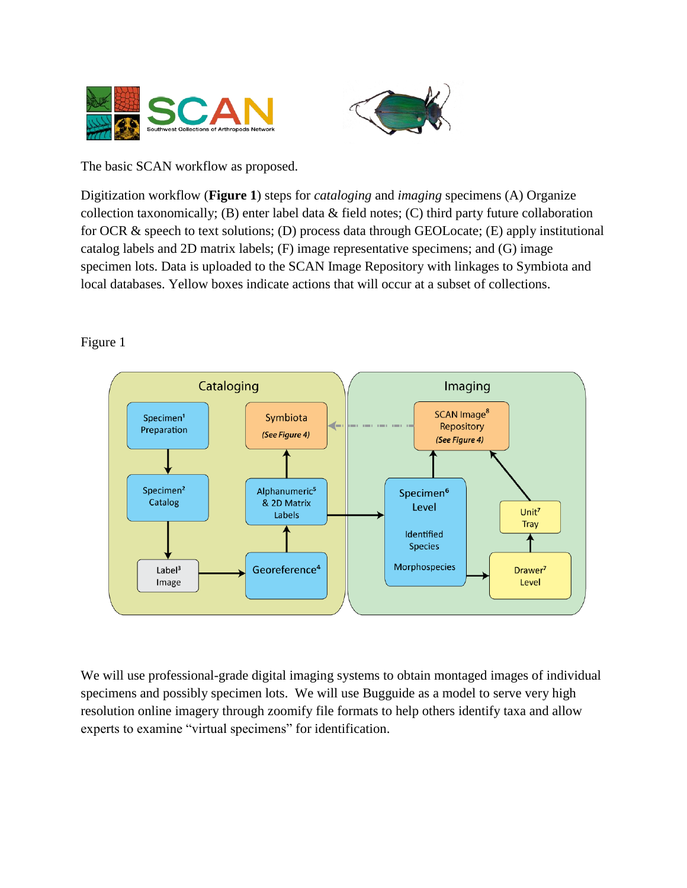The basic SCAN workflow as proposed.

Digitization workflow (**Figure 1**) steps for *cataloging* and *imaging* specimens (A) Organize collection taxonomically; (B) enter label data & field notes; (C) third party future collaboration for OCR & speech to text solutions; (D) process data through GEOLocate; (E) apply institutional catalog labels and 2D matrix labels; (F) image representative specimens; and (G) image specimen lots. Data is uploaded to the SCAN Image Repository with linkages to Symbiota and local databases. Yellow boxes indicate actions that will occur at a subset of collections.

Figure 1

We will use professional-grade digital imaging systems to obtain montaged images of individual specimens and possibly specimen lots. We will use Bugguide as a model to serve very high resolution online imagery through zoomify file formats to help others identify taxa and allow experts to examine "virtual specimens" for identification.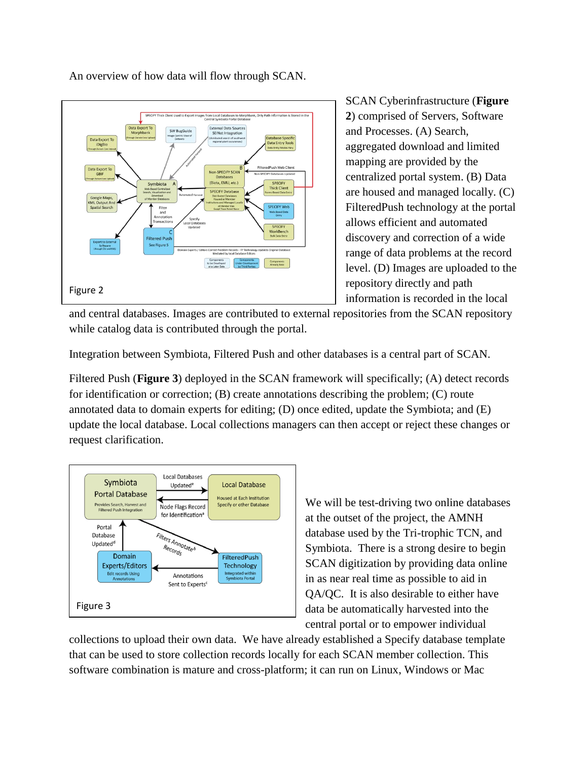An overview of how data will flow through SCAN.

Figure 2

SCAN Cyberinfrastructure (**Figure 2**) comprised of Servers, Software and Processes. (A) Search, aggregated download and limited mapping are provided by the centralized portal system. (B) Data are housed and managed locally. (C) FilteredPush technology at the portal allows efficient and automated discovery and correction of a wide range of data problems at the record level. (D) Images are uploaded to the repository directly and path information is recorded in the local and central databases. Images are contributed to external repositories from the SCAN repository while catalog data is contributed through the portal.

Integration between Symbiota, Filtered Push and other databases is a central part of SCAN.

Filtered Push (**Figure 3**) deployed in the SCAN framework will specifically; (A) detect records for identification or correction; (B) create annotations describing the problem; (C) route annotated data to domain experts for editing; (D) once edited, update the Symbiota; and (E) update the local database. Local collections managers can then accept or reject these changes or request clarification.

Figure 3

We will be test-driving two online databases at the outset of the project, the AMNH database used by the Tri-trophic TCN, and Symbiota. There is a strong desire to begin SCAN digitization by providing data online in as near real time as possible to aid in QA/QC. It is also desirable to either have data be automatically harvested into the central portal or to empower individual collections to upload their own data. We have already established a Specify database template that can be used to store collection records locally for each SCAN member collection. This software combination is mature and cross-platform; it can run on Linux, Windows or Mac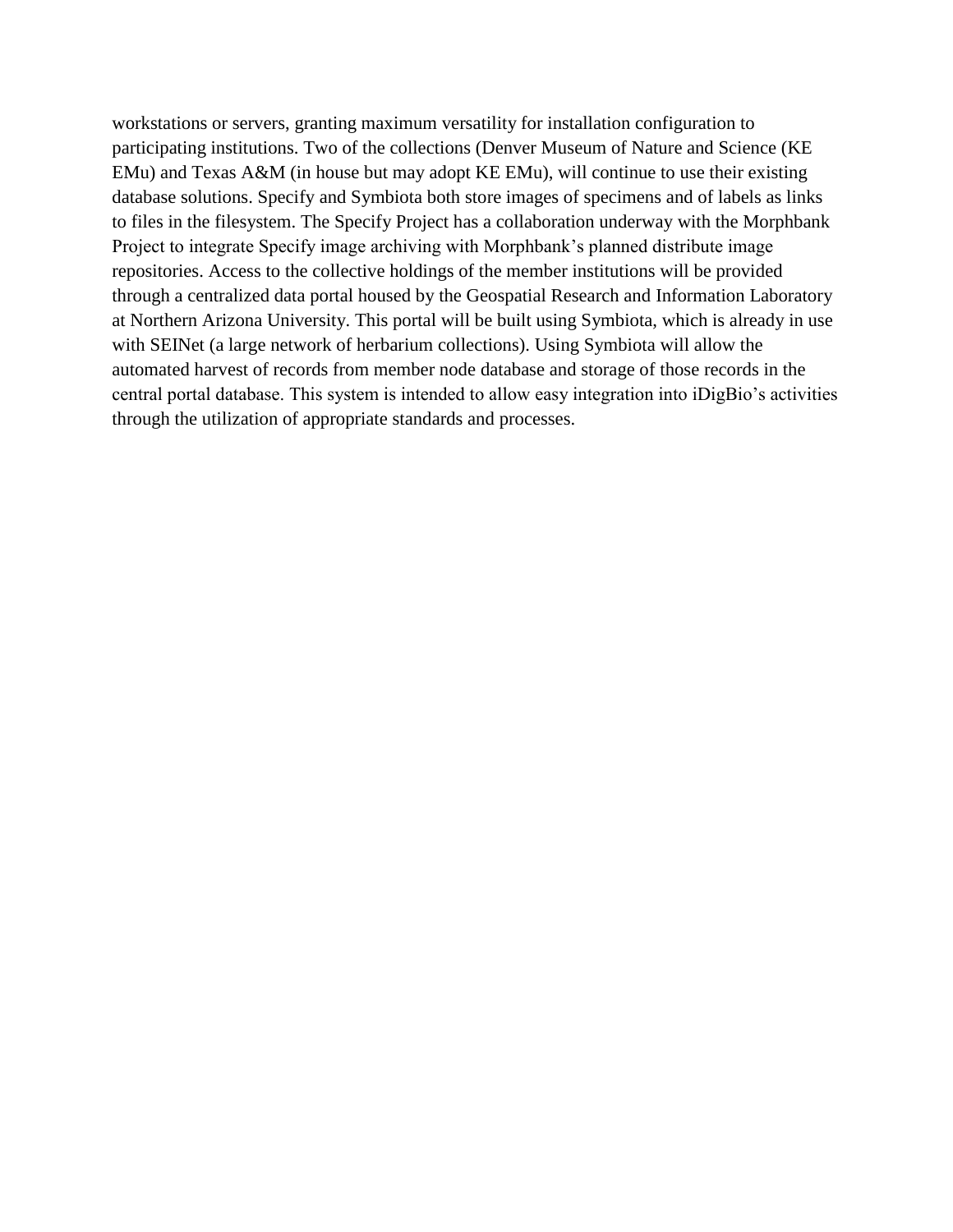workstations or servers, granting maximum versatility for installation configuration to participating institutions. Two of the collections (Denver Museum of Nature and Science (KE EMu) and Texas A&M (in house but may adopt KE EMu), will continue to use their existing database solutions. Specify and Symbiota both store images of specimens and of labels as links to files in the filesystem. The Specify Project has a collaboration underway with the Morphbank Project to integrate Specify image archiving with Morphbank's planned distribute image repositories. Access to the collective holdings of the member institutions will be provided through a centralized data portal housed by the Geospatial Research and Information Laboratory at Northern Arizona University. This portal will be built using Symbiota, which is already in use with SEINet (a large network of herbarium collections). Using Symbiota will allow the automated harvest of records from member node database and storage of those records in the central portal database. This system is intended to allow easy integration into iDigBio's activities through the utilization of appropriate standards and processes.